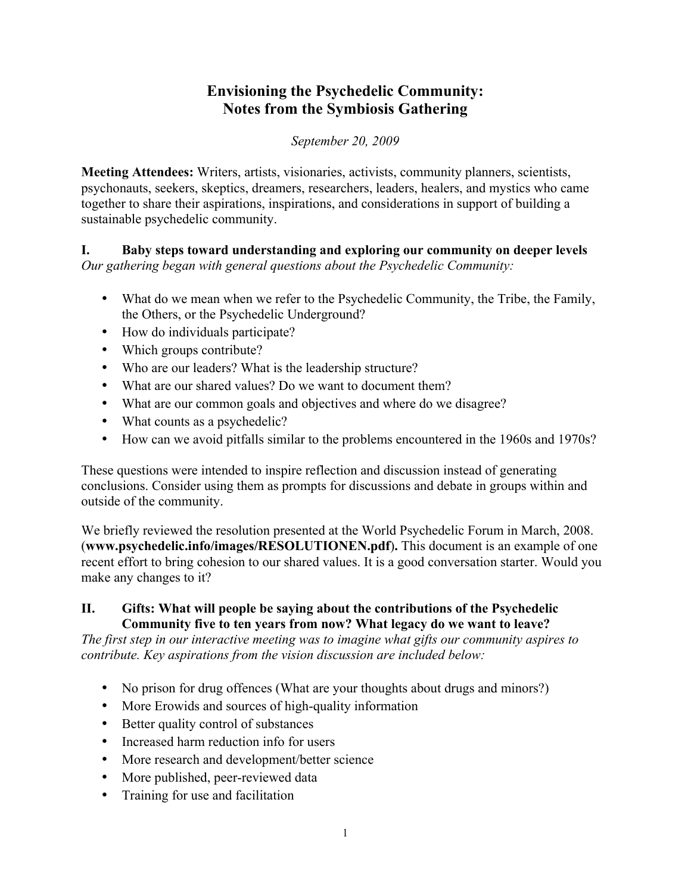# Envisioning the Psychedelic Community:
# Notes from the Symbiosis Gathering

*September 20, 2009*

**Meeting Attendees:** Writers, artists, visionaries, activists, community planners, scientists, psychonauts, seekers, skeptics, dreamers, researchers, leaders, healers, and mystics who came together to share their aspirations, inspirations, and considerations in support of building a sustainable psychedelic community.

## I. Baby steps toward understanding and exploring our community on deeper levels

*Our gathering began with general questions about the Psychedelic Community:*

- What do we mean when we refer to the Psychedelic Community, the Tribe, the Family, the Others, or the Psychedelic Underground?
- How do individuals participate?
- Which groups contribute?
- Who are our leaders? What is the leadership structure?
- What are our shared values? Do we want to document them?
- What are our common goals and objectives and where do we disagree?
- What counts as a psychedelic?
- How can we avoid pitfalls similar to the problems encountered in the 1960s and 1970s?

These questions were intended to inspire reflection and discussion instead of generating conclusions. Consider using them as prompts for discussions and debate in groups within and outside of the community.

We briefly reviewed the resolution presented at the World Psychedelic Forum in March, 2008. (**www.psychedelic.info/images/RESOLUTIONEN.pdf**). This document is an example of one recent effort to bring cohesion to our shared values. It is a good conversation starter. Would you make any changes to it?

## II. Gifts: What will people be saying about the contributions of the Psychedelic Community five to ten years from now? What legacy do we want to leave?

*The first step in our interactive meeting was to imagine what gifts our community aspires to contribute. Key aspirations from the vision discussion are included below:*

- No prison for drug offences (What are your thoughts about drugs and minors?)
- More Erowids and sources of high-quality information
- Better quality control of substances
- Increased harm reduction info for users
- More research and development/better science
- More published, peer-reviewed data
- Training for use and facilitation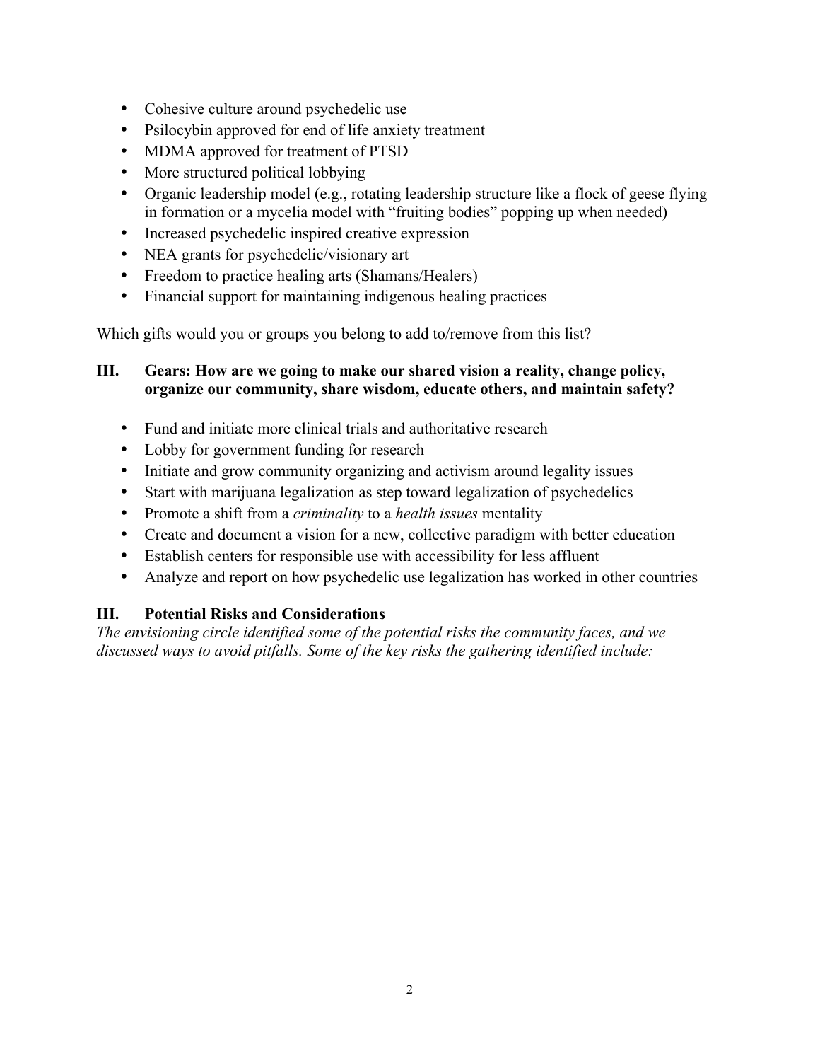- Cohesive culture around psychedelic use
- Psilocybin approved for end of life anxiety treatment
- MDMA approved for treatment of PTSD
- More structured political lobbying
- Organic leadership model (e.g., rotating leadership structure like a flock of geese flying in formation or a mycelia model with "fruiting bodies" popping up when needed)
- Increased psychedelic inspired creative expression
- NEA grants for psychedelic/visionary art
- Freedom to practice healing arts (Shamans/Healers)
- Financial support for maintaining indigenous healing practices

Which gifts would you or groups you belong to add to/remove from this list?

## III. Gears: How are we going to make our shared vision a reality, change policy, organize our community, share wisdom, educate others, and maintain safety?

- Fund and initiate more clinical trials and authoritative research
- Lobby for government funding for research
- Initiate and grow community organizing and activism around legality issues
- Start with marijuana legalization as step toward legalization of psychedelics
- Promote a shift from a *criminality* to a *health issues* mentality
- Create and document a vision for a new, collective paradigm with better education
- Establish centers for responsible use with accessibility for less affluent
- Analyze and report on how psychedelic use legalization has worked in other countries

## III. Potential Risks and Considerations

*The envisioning circle identified some of the potential risks the community faces, and we discussed ways to avoid pitfalls. Some of the key risks the gathering identified include:*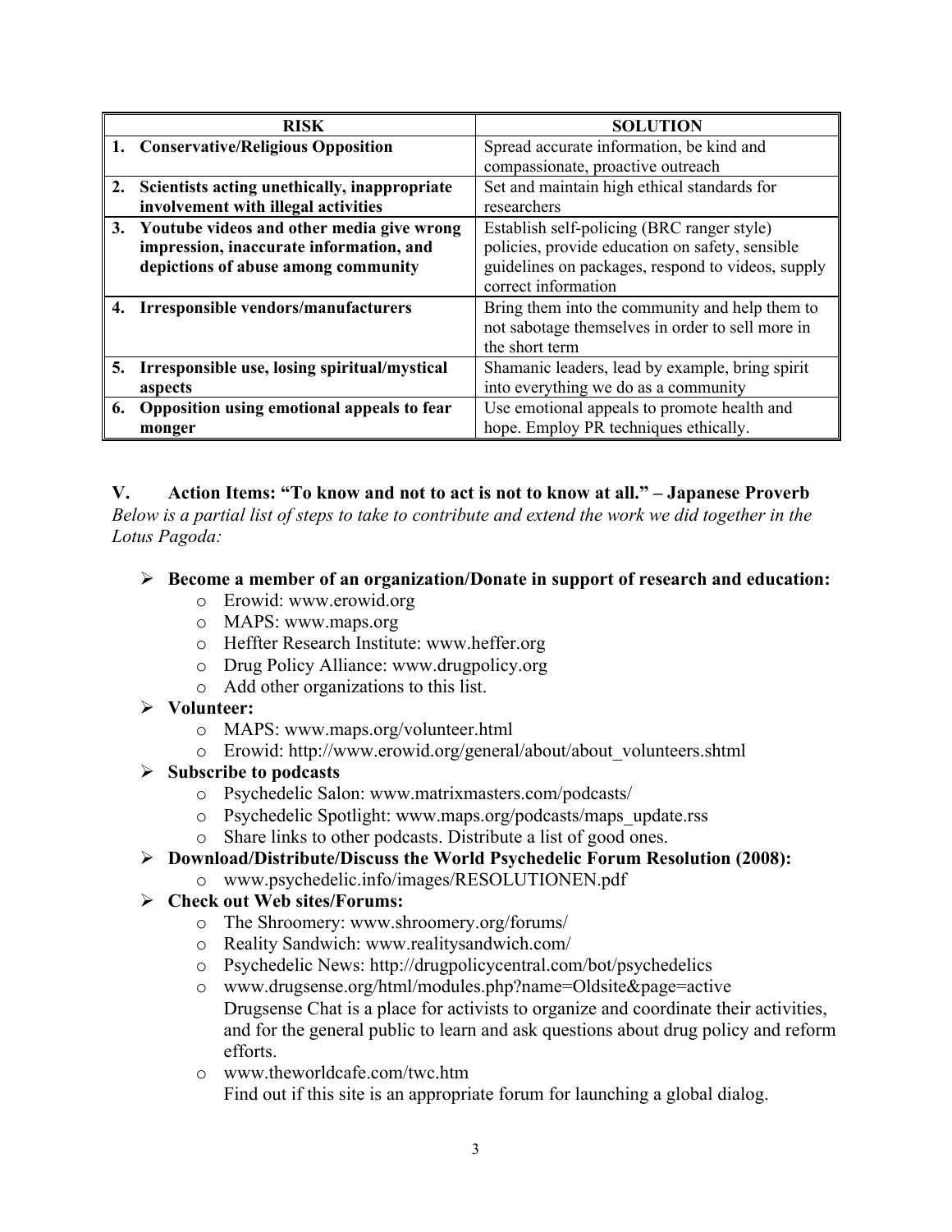| RISK | SOLUTION |
|---|---|
| **1. Conservative/Religious Opposition** | Spread accurate information, be kind and compassionate, proactive outreach |
| **2. Scientists acting unethically, inappropriate involvement with illegal activities** | Set and maintain high ethical standards for researchers |
| **3. Youtube videos and other media give wrong impression, inaccurate information, and depictions of abuse among community** | Establish self-policing (BRC ranger style) policies, provide education on safety, sensible guidelines on packages, respond to videos, supply correct information |
| **4. Irresponsible vendors/manufacturers** | Bring them into the community and help them to not sabotage themselves in order to sell more in the short term |
| **5. Irresponsible use, losing spiritual/mystical aspects** | Shamanic leaders, lead by example, bring spirit into everything we do as a community |
| **6. Opposition using emotional appeals to fear monger** | Use emotional appeals to promote health and hope. Employ PR techniques ethically. |

## V. Action Items: "To know and not to act is not to know at all." – Japanese Proverb

*Below is a partial list of steps to take to contribute and extend the work we did together in the Lotus Pagoda:*

- **Become a member of an organization/Donate in support of research and education:**
  - Erowid: www.erowid.org
  - MAPS: www.maps.org
  - Heffter Research Institute: www.heffer.org
  - Drug Policy Alliance: www.drugpolicy.org
  - Add other organizations to this list.
- **Volunteer:**
  - MAPS: www.maps.org/volunteer.html
  - Erowid: http://www.erowid.org/general/about/about_volunteers.shtml
- **Subscribe to podcasts**
  - Psychedelic Salon: www.matrixmasters.com/podcasts/
  - Psychedelic Spotlight: www.maps.org/podcasts/maps_update.rss
  - Share links to other podcasts. Distribute a list of good ones.
- **Download/Distribute/Discuss the World Psychedelic Forum Resolution (2008):**
  - www.psychedelic.info/images/RESOLUTIONEN.pdf
- **Check out Web sites/Forums:**
  - The Shroomery: www.shroomery.org/forums/
  - Reality Sandwich: www.realitysandwich.com/
  - Psychedelic News: http://drugpolicycentral.com/bot/psychedelics
  - www.drugsense.org/html/modules.php?name=Oldsite&page=active
    Drugsense Chat is a place for activists to organize and coordinate their activities, and for the general public to learn and ask questions about drug policy and reform efforts.
  - www.theworldcafe.com/twc.htm
    Find out if this site is an appropriate forum for launching a global dialog.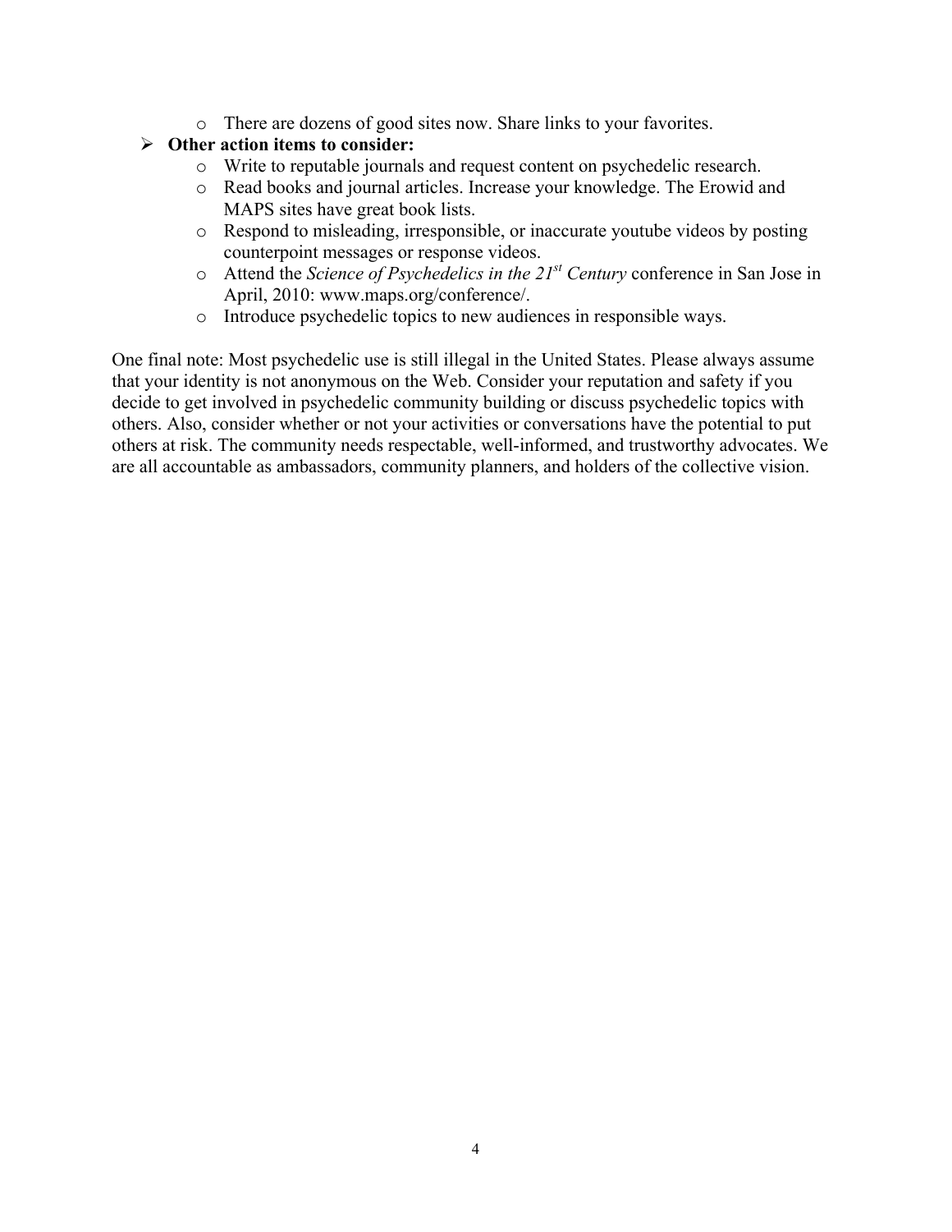- There are dozens of good sites now. Share links to your favorites.

- **Other action items to consider:**
  - Write to reputable journals and request content on psychedelic research.
  - Read books and journal articles. Increase your knowledge. The Erowid and MAPS sites have great book lists.
  - Respond to misleading, irresponsible, or inaccurate youtube videos by posting counterpoint messages or response videos.
  - Attend the *Science of Psychedelics in the 21st Century* conference in San Jose in April, 2010: www.maps.org/conference/.
  - Introduce psychedelic topics to new audiences in responsible ways.

One final note: Most psychedelic use is still illegal in the United States. Please always assume that your identity is not anonymous on the Web. Consider your reputation and safety if you decide to get involved in psychedelic community building or discuss psychedelic topics with others. Also, consider whether or not your activities or conversations have the potential to put others at risk. The community needs respectable, well-informed, and trustworthy advocates. We are all accountable as ambassadors, community planners, and holders of the collective vision.